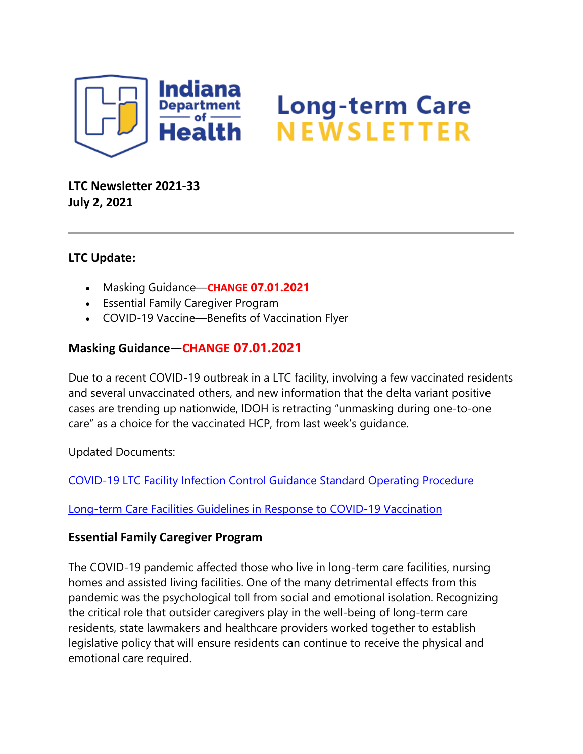Indiana Department of Health

# Long-term Care NEWSLETTER

**LTC Newsletter 2021-33**
**July 2, 2021**

---

### LTC Update:

- Masking Guidance—**CHANGE 07.01.2021**
- Essential Family Caregiver Program
- COVID-19 Vaccine—Benefits of Vaccination Flyer

### Masking Guidance—CHANGE 07.01.2021

Due to a recent COVID-19 outbreak in a LTC facility, involving a few vaccinated residents and several unvaccinated others, and new information that the delta variant positive cases are trending up nationwide, IDOH is retracting "unmasking during one-to-one care" as a choice for the vaccinated HCP, from last week's guidance.

Updated Documents:

COVID-19 LTC Facility Infection Control Guidance Standard Operating Procedure

Long-term Care Facilities Guidelines in Response to COVID-19 Vaccination

### Essential Family Caregiver Program

The COVID-19 pandemic affected those who live in long-term care facilities, nursing homes and assisted living facilities. One of the many detrimental effects from this pandemic was the psychological toll from social and emotional isolation. Recognizing the critical role that outsider caregivers play in the well-being of long-term care residents, state lawmakers and healthcare providers worked together to establish legislative policy that will ensure residents can continue to receive the physical and emotional care required.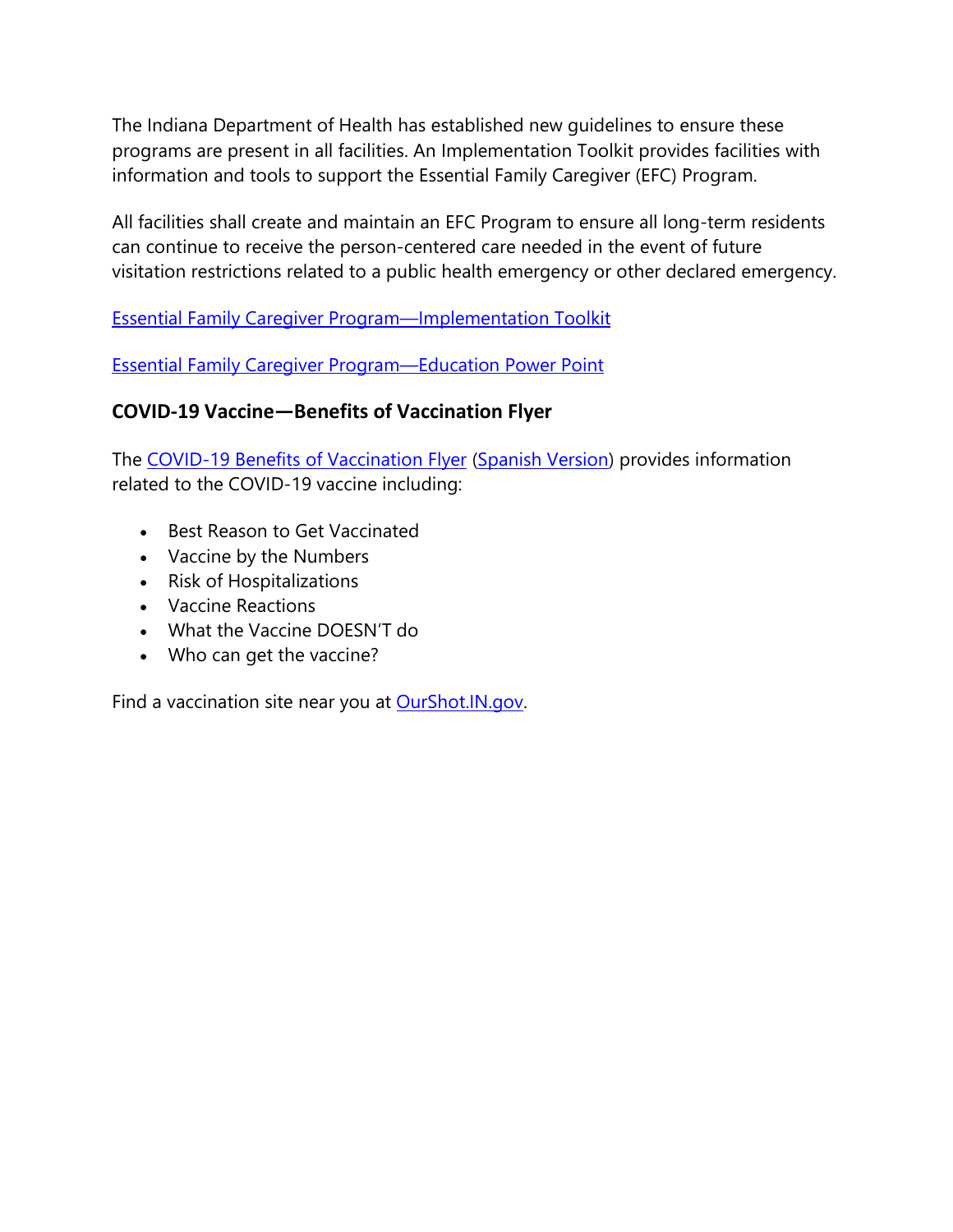The Indiana Department of Health has established new guidelines to ensure these programs are present in all facilities. An Implementation Toolkit provides facilities with information and tools to support the Essential Family Caregiver (EFC) Program.

All facilities shall create and maintain an EFC Program to ensure all long-term residents can continue to receive the person-centered care needed in the event of future visitation restrictions related to a public health emergency or other declared emergency.

Essential Family Caregiver Program—Implementation Toolkit

Essential Family Caregiver Program—Education Power Point

## COVID-19 Vaccine—Benefits of Vaccination Flyer

The COVID-19 Benefits of Vaccination Flyer (Spanish Version) provides information related to the COVID-19 vaccine including:

- Best Reason to Get Vaccinated
- Vaccine by the Numbers
- Risk of Hospitalizations
- Vaccine Reactions
- What the Vaccine DOESN'T do
- Who can get the vaccine?

Find a vaccination site near you at OurShot.IN.gov.